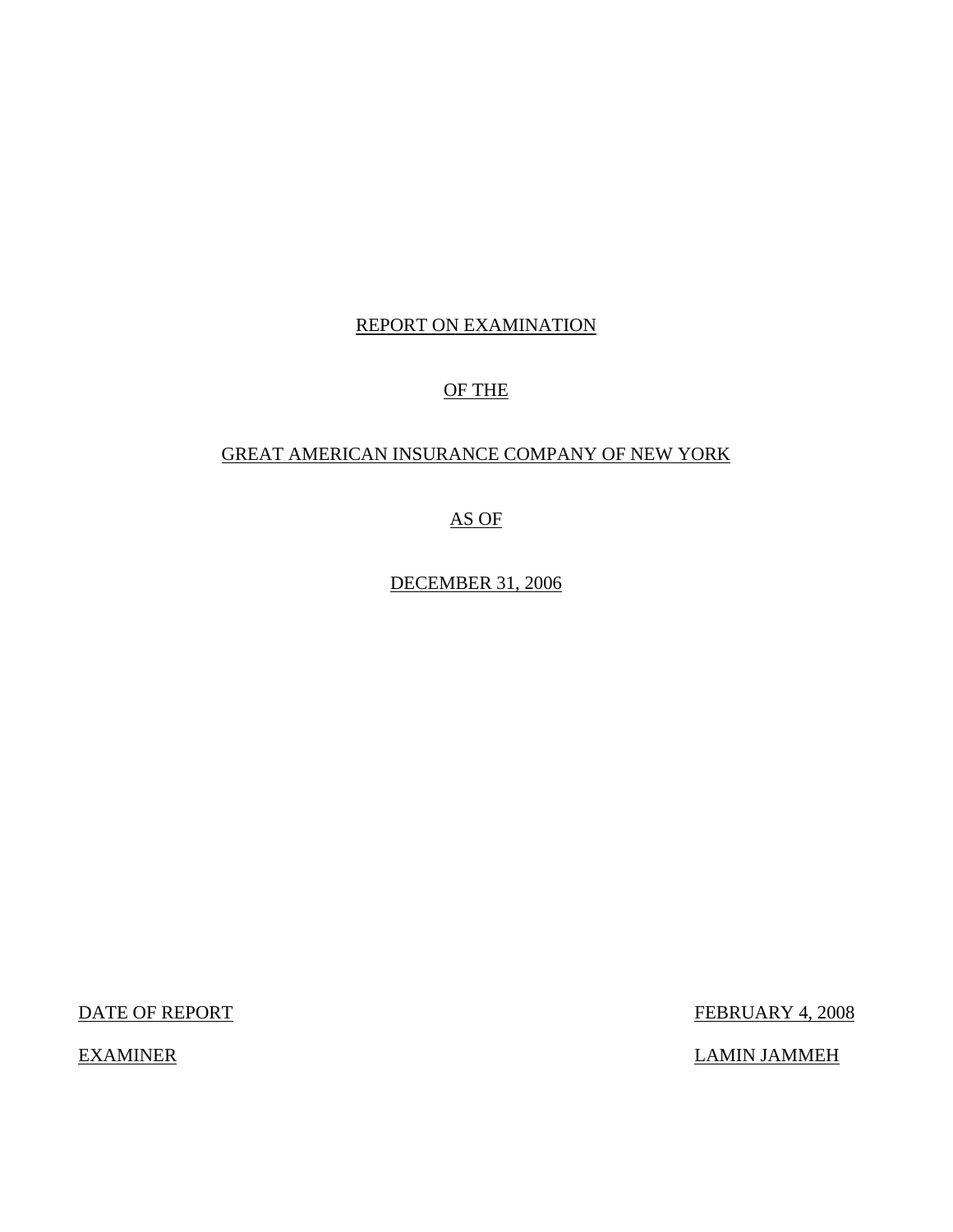# REPORT ON EXAMINATION

# OF THE

# GREAT AMERICAN INSURANCE COMPANY OF NEW YORK

# AS OF

# DECEMBER 31, 2006

| | |
|---|---|
| DATE OF REPORT | FEBRUARY 4, 2008 |
| EXAMINER | LAMIN JAMMEH |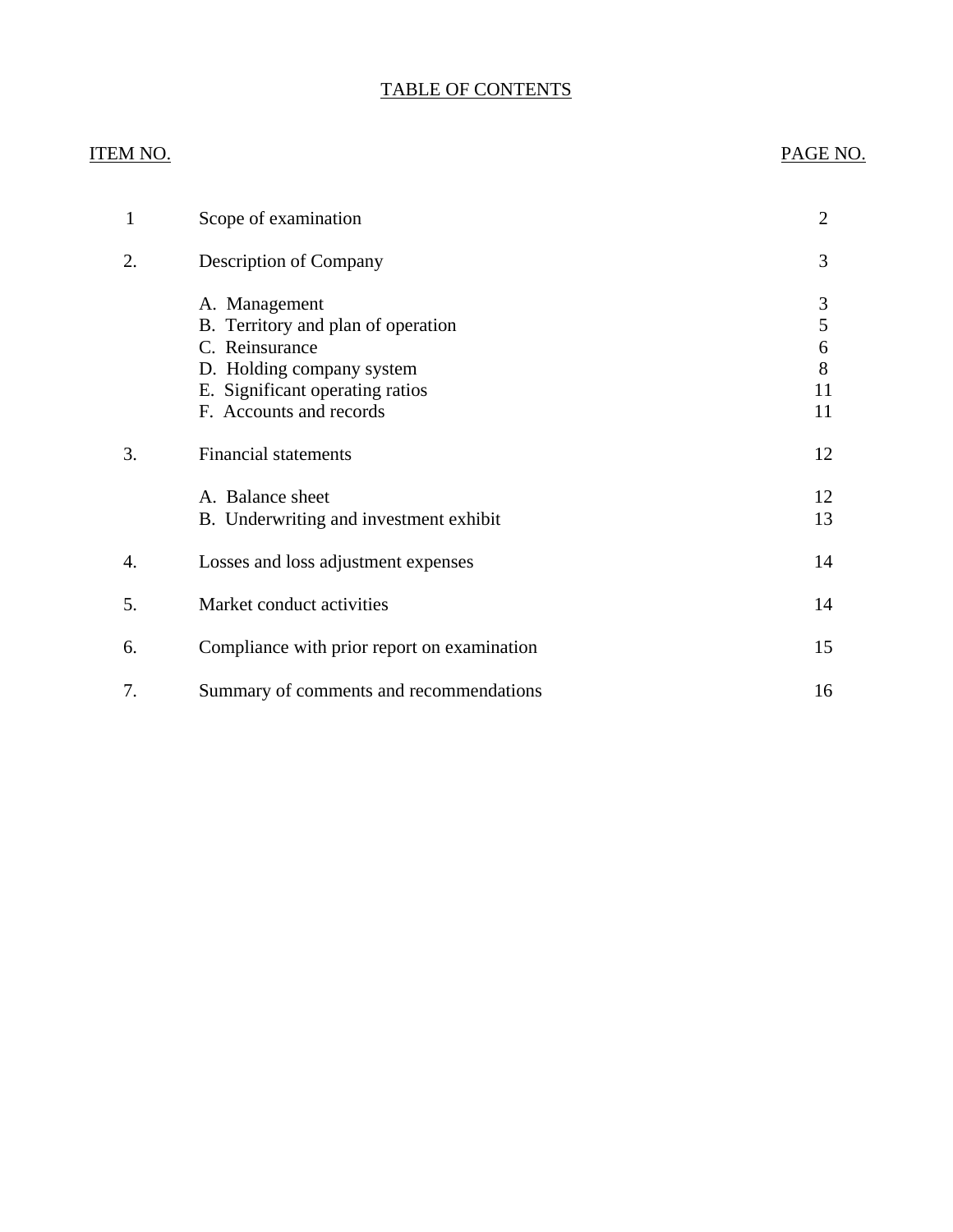# TABLE OF CONTENTS

| ITEM NO. | | PAGE NO. |
|---|---|---|
| 1 | Scope of examination | 2 |
| 2. | Description of Company | 3 |
| | A. Management | 3 |
| | B. Territory and plan of operation | 5 |
| | C. Reinsurance | 6 |
| | D. Holding company system | 8 |
| | E. Significant operating ratios | 11 |
| | F. Accounts and records | 11 |
| 3. | Financial statements | 12 |
| | A. Balance sheet | 12 |
| | B. Underwriting and investment exhibit | 13 |
| 4. | Losses and loss adjustment expenses | 14 |
| 5. | Market conduct activities | 14 |
| 6. | Compliance with prior report on examination | 15 |
| 7. | Summary of comments and recommendations | 16 |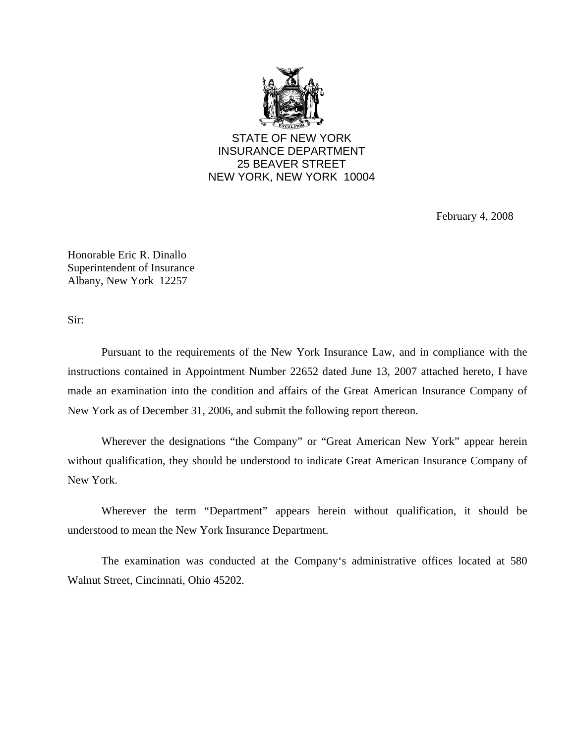STATE OF NEW YORK
INSURANCE DEPARTMENT
25 BEAVER STREET
NEW YORK, NEW YORK 10004

February 4, 2008

Honorable Eric R. Dinallo
Superintendent of Insurance
Albany, New York 12257

Sir:

Pursuant to the requirements of the New York Insurance Law, and in compliance with the instructions contained in Appointment Number 22652 dated June 13, 2007 attached hereto, I have made an examination into the condition and affairs of the Great American Insurance Company of New York as of December 31, 2006, and submit the following report thereon.

Wherever the designations "the Company" or "Great American New York" appear herein without qualification, they should be understood to indicate Great American Insurance Company of New York.

Wherever the term "Department" appears herein without qualification, it should be understood to mean the New York Insurance Department.

The examination was conducted at the Company's administrative offices located at 580 Walnut Street, Cincinnati, Ohio 45202.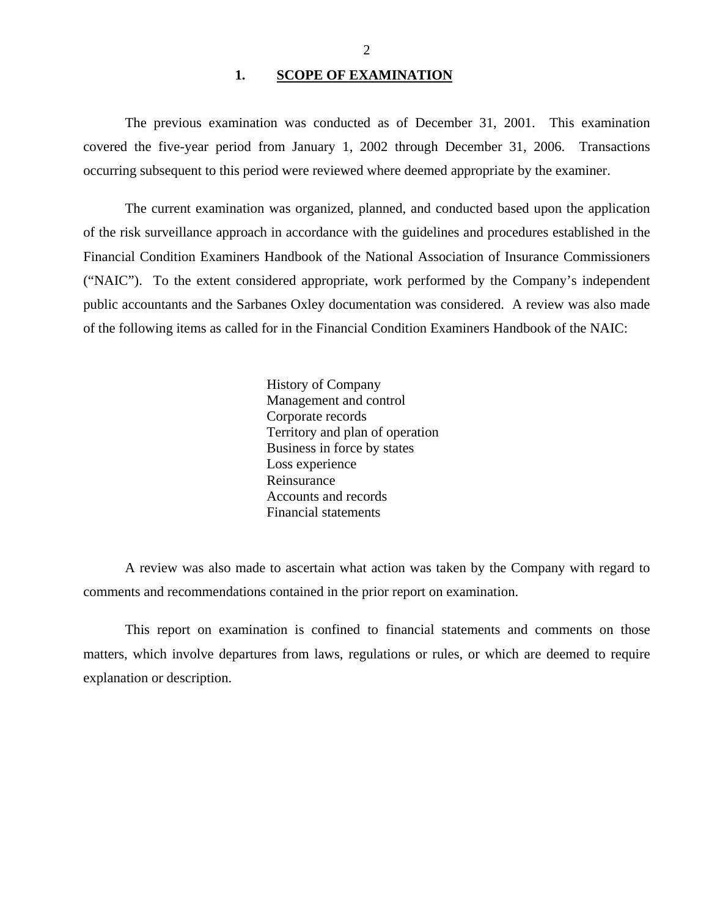## 1. SCOPE OF EXAMINATION

The previous examination was conducted as of December 31, 2001. This examination covered the five-year period from January 1, 2002 through December 31, 2006. Transactions occurring subsequent to this period were reviewed where deemed appropriate by the examiner.

The current examination was organized, planned, and conducted based upon the application of the risk surveillance approach in accordance with the guidelines and procedures established in the Financial Condition Examiners Handbook of the National Association of Insurance Commissioners ("NAIC"). To the extent considered appropriate, work performed by the Company's independent public accountants and the Sarbanes Oxley documentation was considered. A review was also made of the following items as called for in the Financial Condition Examiners Handbook of the NAIC:

- History of Company
- Management and control
- Corporate records
- Territory and plan of operation
- Business in force by states
- Loss experience
- Reinsurance
- Accounts and records
- Financial statements

A review was also made to ascertain what action was taken by the Company with regard to comments and recommendations contained in the prior report on examination.

This report on examination is confined to financial statements and comments on those matters, which involve departures from laws, regulations or rules, or which are deemed to require explanation or description.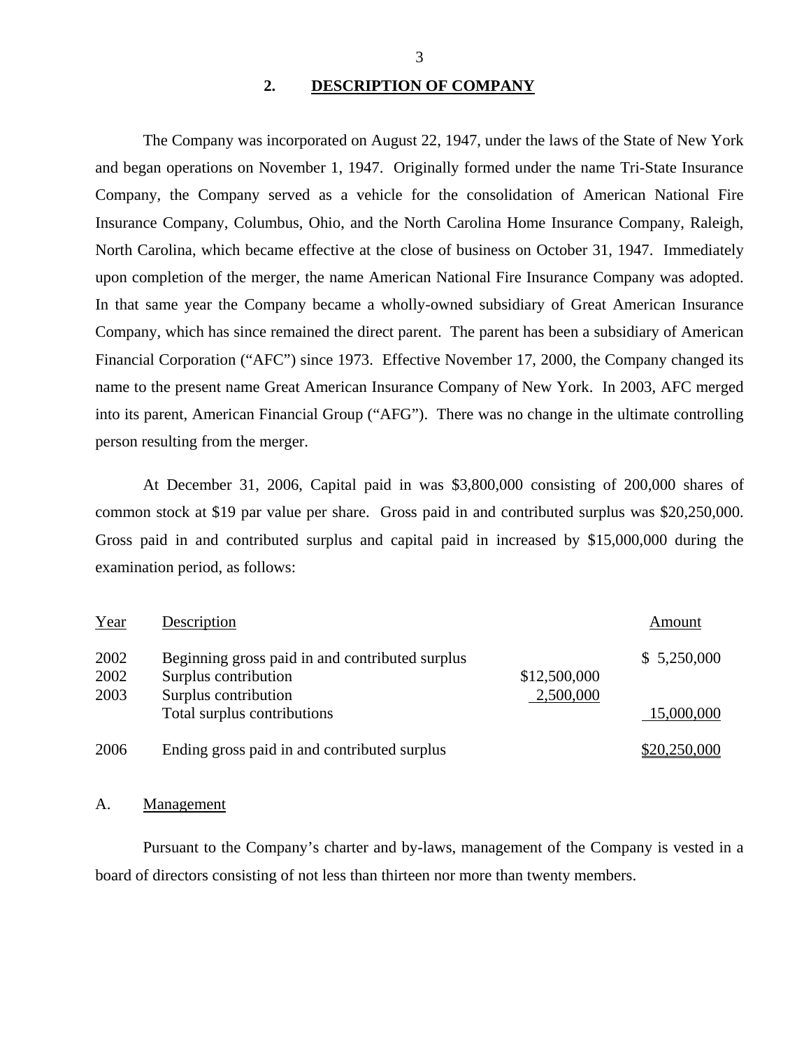## 2. DESCRIPTION OF COMPANY

The Company was incorporated on August 22, 1947, under the laws of the State of New York and began operations on November 1, 1947. Originally formed under the name Tri-State Insurance Company, the Company served as a vehicle for the consolidation of American National Fire Insurance Company, Columbus, Ohio, and the North Carolina Home Insurance Company, Raleigh, North Carolina, which became effective at the close of business on October 31, 1947. Immediately upon completion of the merger, the name American National Fire Insurance Company was adopted. In that same year the Company became a wholly-owned subsidiary of Great American Insurance Company, which has since remained the direct parent. The parent has been a subsidiary of American Financial Corporation ("AFC") since 1973. Effective November 17, 2000, the Company changed its name to the present name Great American Insurance Company of New York. In 2003, AFC merged into its parent, American Financial Group ("AFG"). There was no change in the ultimate controlling person resulting from the merger.

At December 31, 2006, Capital paid in was $3,800,000 consisting of 200,000 shares of common stock at $19 par value per share. Gross paid in and contributed surplus was $20,250,000. Gross paid in and contributed surplus and capital paid in increased by $15,000,000 during the examination period, as follows:

| Year | Description | | Amount |
|---|---|---|---|
| 2002 | Beginning gross paid in and contributed surplus | | $ 5,250,000 |
| 2002 | Surplus contribution | $12,500,000 | |
| 2003 | Surplus contribution | 2,500,000 | |
| | Total surplus contributions | | 15,000,000 |
| 2006 | Ending gross paid in and contributed surplus | | $20,250,000 |

### A. Management

Pursuant to the Company's charter and by-laws, management of the Company is vested in a board of directors consisting of not less than thirteen nor more than twenty members.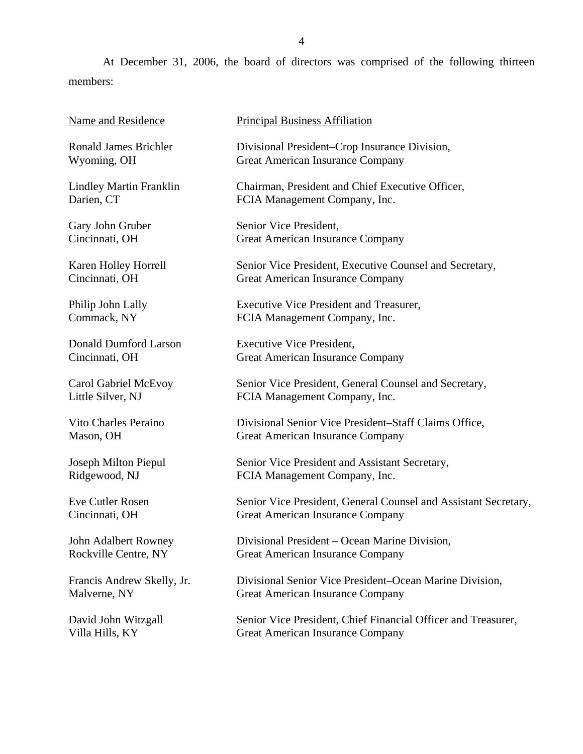At December 31, 2006, the board of directors was comprised of the following thirteen members:

| Name and Residence | Principal Business Affiliation |
|---|---|
| Ronald James Brichler<br>Wyoming, OH | Divisional President–Crop Insurance Division,<br>Great American Insurance Company |
| Lindley Martin Franklin<br>Darien, CT | Chairman, President and Chief Executive Officer,<br>FCIA Management Company, Inc. |
| Gary John Gruber<br>Cincinnati, OH | Senior Vice President,<br>Great American Insurance Company |
| Karen Holley Horrell<br>Cincinnati, OH | Senior Vice President, Executive Counsel and Secretary,<br>Great American Insurance Company |
| Philip John Lally<br>Commack, NY | Executive Vice President and Treasurer,<br>FCIA Management Company, Inc. |
| Donald Dumford Larson<br>Cincinnati, OH | Executive Vice President,<br>Great American Insurance Company |
| Carol Gabriel McEvoy<br>Little Silver, NJ | Senior Vice President, General Counsel and Secretary,<br>FCIA Management Company, Inc. |
| Vito Charles Peraino<br>Mason, OH | Divisional Senior Vice President–Staff Claims Office,<br>Great American Insurance Company |
| Joseph Milton Piepul<br>Ridgewood, NJ | Senior Vice President and Assistant Secretary,<br>FCIA Management Company, Inc. |
| Eve Cutler Rosen<br>Cincinnati, OH | Senior Vice President, General Counsel and Assistant Secretary,<br>Great American Insurance Company |
| John Adalbert Rowney<br>Rockville Centre, NY | Divisional President – Ocean Marine Division,<br>Great American Insurance Company |
| Francis Andrew Skelly, Jr.<br>Malverne, NY | Divisional Senior Vice President–Ocean Marine Division,<br>Great American Insurance Company |
| David John Witzgall<br>Villa Hills, KY | Senior Vice President, Chief Financial Officer and Treasurer,<br>Great American Insurance Company |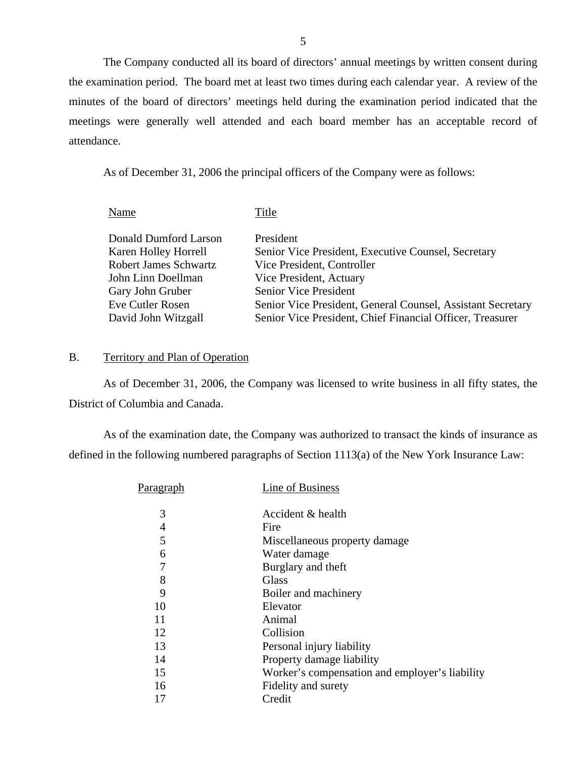The Company conducted all its board of directors' annual meetings by written consent during the examination period. The board met at least two times during each calendar year. A review of the minutes of the board of directors' meetings held during the examination period indicated that the meetings were generally well attended and each board member has an acceptable record of attendance.

As of December 31, 2006 the principal officers of the Company were as follows:

| Name | Title |
|---|---|
| Donald Dumford Larson | President |
| Karen Holley Horrell | Senior Vice President, Executive Counsel, Secretary |
| Robert James Schwartz | Vice President, Controller |
| John Linn Doellman | Vice President, Actuary |
| Gary John Gruber | Senior Vice President |
| Eve Cutler Rosen | Senior Vice President, General Counsel, Assistant Secretary |
| David John Witzgall | Senior Vice President, Chief Financial Officer, Treasurer |

## B. Territory and Plan of Operation

As of December 31, 2006, the Company was licensed to write business in all fifty states, the District of Columbia and Canada.

As of the examination date, the Company was authorized to transact the kinds of insurance as defined in the following numbered paragraphs of Section 1113(a) of the New York Insurance Law:

| Paragraph | Line of Business |
|---|---|
| 3 | Accident & health |
| 4 | Fire |
| 5 | Miscellaneous property damage |
| 6 | Water damage |
| 7 | Burglary and theft |
| 8 | Glass |
| 9 | Boiler and machinery |
| 10 | Elevator |
| 11 | Animal |
| 12 | Collision |
| 13 | Personal injury liability |
| 14 | Property damage liability |
| 15 | Worker's compensation and employer's liability |
| 16 | Fidelity and surety |
| 17 | Credit |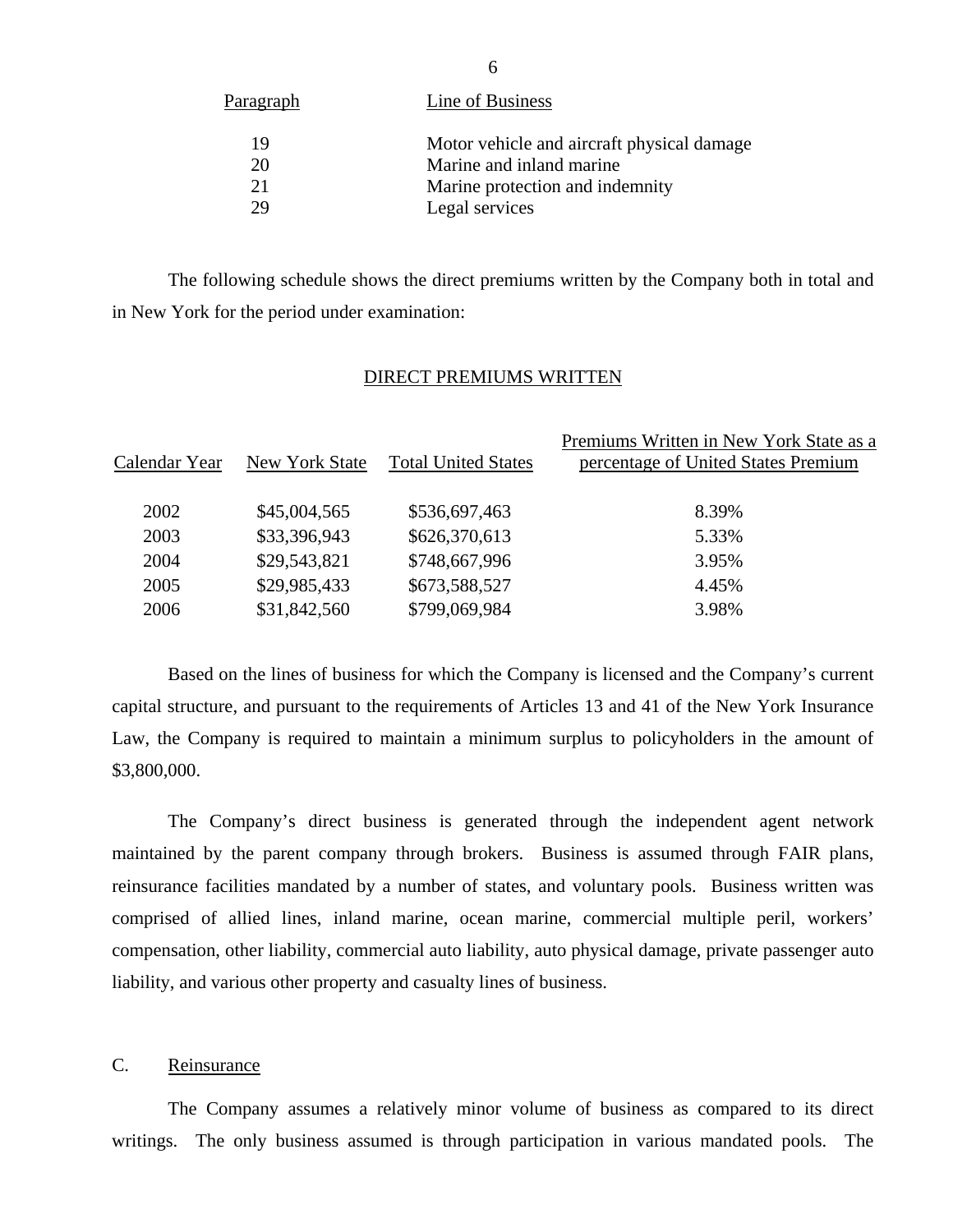| Paragraph | Line of Business |
|---|---|
| 19 | Motor vehicle and aircraft physical damage |
| 20 | Marine and inland marine |
| 21 | Marine protection and indemnity |
| 29 | Legal services |

The following schedule shows the direct premiums written by the Company both in total and in New York for the period under examination:

DIRECT PREMIUMS WRITTEN

| Calendar Year | New York State | Total United States | Premiums Written in New York State as a percentage of United States Premium |
|---|---|---|---|
| 2002 | $45,004,565 | $536,697,463 | 8.39% |
| 2003 | $33,396,943 | $626,370,613 | 5.33% |
| 2004 | $29,543,821 | $748,667,996 | 3.95% |
| 2005 | $29,985,433 | $673,588,527 | 4.45% |
| 2006 | $31,842,560 | $799,069,984 | 3.98% |

Based on the lines of business for which the Company is licensed and the Company's current capital structure, and pursuant to the requirements of Articles 13 and 41 of the New York Insurance Law, the Company is required to maintain a minimum surplus to policyholders in the amount of $3,800,000.

The Company's direct business is generated through the independent agent network maintained by the parent company through brokers. Business is assumed through FAIR plans, reinsurance facilities mandated by a number of states, and voluntary pools. Business written was comprised of allied lines, inland marine, ocean marine, commercial multiple peril, workers' compensation, other liability, commercial auto liability, auto physical damage, private passenger auto liability, and various other property and casualty lines of business.

## C. Reinsurance

The Company assumes a relatively minor volume of business as compared to its direct writings. The only business assumed is through participation in various mandated pools. The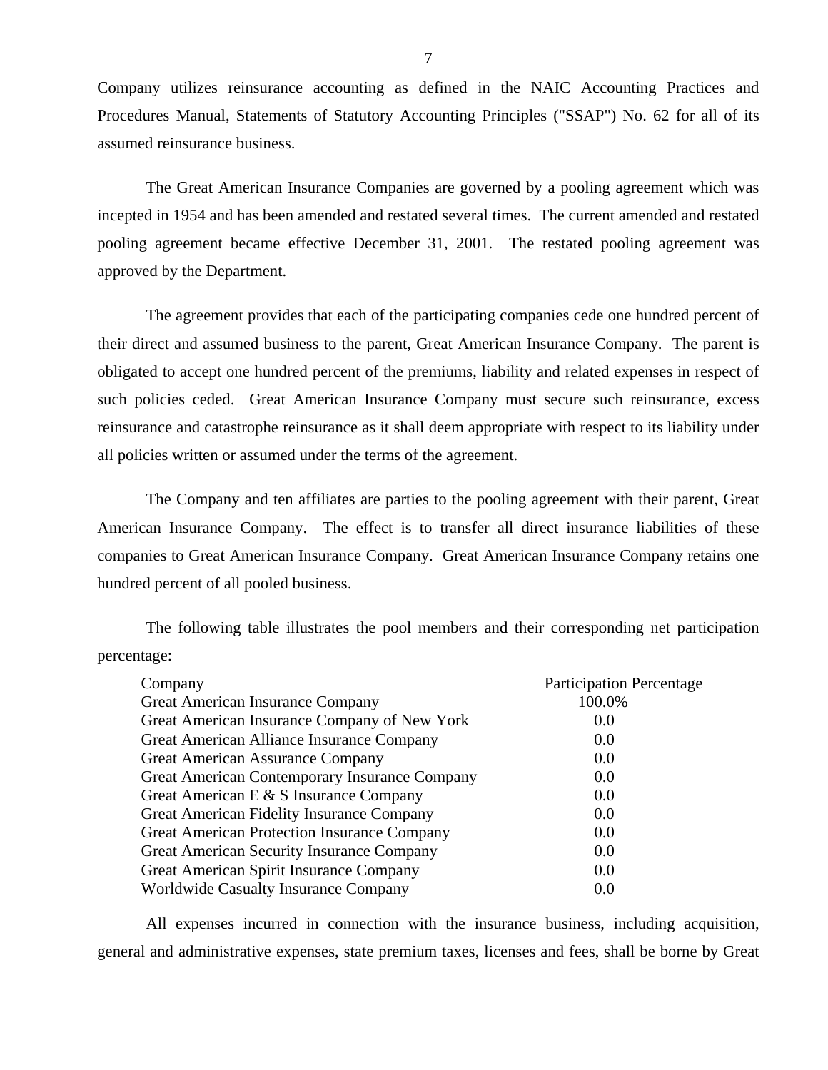Company utilizes reinsurance accounting as defined in the NAIC Accounting Practices and Procedures Manual, Statements of Statutory Accounting Principles ("SSAP") No. 62 for all of its assumed reinsurance business.

The Great American Insurance Companies are governed by a pooling agreement which was incepted in 1954 and has been amended and restated several times. The current amended and restated pooling agreement became effective December 31, 2001. The restated pooling agreement was approved by the Department.

The agreement provides that each of the participating companies cede one hundred percent of their direct and assumed business to the parent, Great American Insurance Company. The parent is obligated to accept one hundred percent of the premiums, liability and related expenses in respect of such policies ceded. Great American Insurance Company must secure such reinsurance, excess reinsurance and catastrophe reinsurance as it shall deem appropriate with respect to its liability under all policies written or assumed under the terms of the agreement.

The Company and ten affiliates are parties to the pooling agreement with their parent, Great American Insurance Company. The effect is to transfer all direct insurance liabilities of these companies to Great American Insurance Company. Great American Insurance Company retains one hundred percent of all pooled business.

The following table illustrates the pool members and their corresponding net participation percentage:

| Company | Participation Percentage |
|---|---|
| Great American Insurance Company | 100.0% |
| Great American Insurance Company of New York | 0.0 |
| Great American Alliance Insurance Company | 0.0 |
| Great American Assurance Company | 0.0 |
| Great American Contemporary Insurance Company | 0.0 |
| Great American E & S Insurance Company | 0.0 |
| Great American Fidelity Insurance Company | 0.0 |
| Great American Protection Insurance Company | 0.0 |
| Great American Security Insurance Company | 0.0 |
| Great American Spirit Insurance Company | 0.0 |
| Worldwide Casualty Insurance Company | 0.0 |

All expenses incurred in connection with the insurance business, including acquisition, general and administrative expenses, state premium taxes, licenses and fees, shall be borne by Great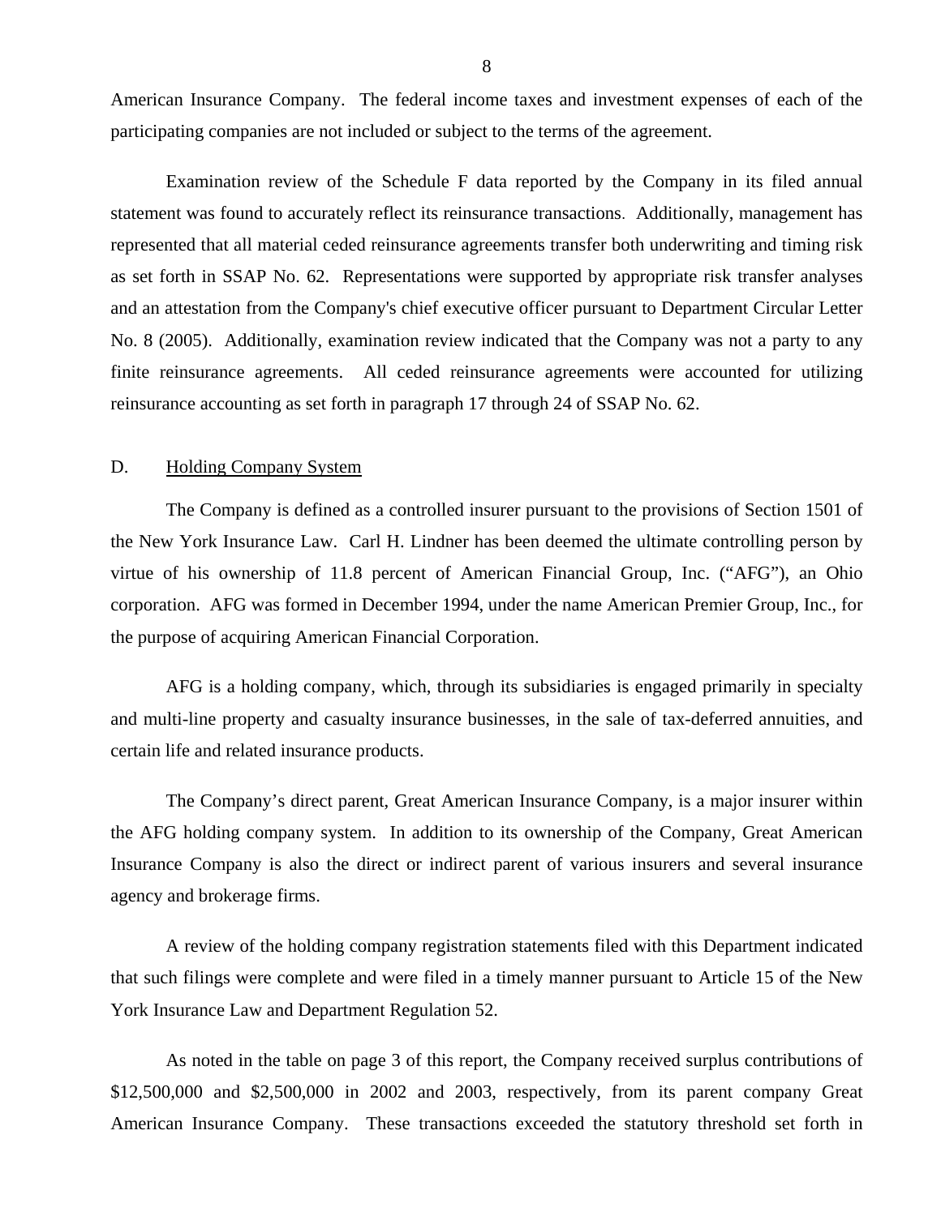American Insurance Company. The federal income taxes and investment expenses of each of the participating companies are not included or subject to the terms of the agreement.

Examination review of the Schedule F data reported by the Company in its filed annual statement was found to accurately reflect its reinsurance transactions. Additionally, management has represented that all material ceded reinsurance agreements transfer both underwriting and timing risk as set forth in SSAP No. 62. Representations were supported by appropriate risk transfer analyses and an attestation from the Company's chief executive officer pursuant to Department Circular Letter No. 8 (2005). Additionally, examination review indicated that the Company was not a party to any finite reinsurance agreements. All ceded reinsurance agreements were accounted for utilizing reinsurance accounting as set forth in paragraph 17 through 24 of SSAP No. 62.

## D. Holding Company System

The Company is defined as a controlled insurer pursuant to the provisions of Section 1501 of the New York Insurance Law. Carl H. Lindner has been deemed the ultimate controlling person by virtue of his ownership of 11.8 percent of American Financial Group, Inc. ("AFG"), an Ohio corporation. AFG was formed in December 1994, under the name American Premier Group, Inc., for the purpose of acquiring American Financial Corporation.

AFG is a holding company, which, through its subsidiaries is engaged primarily in specialty and multi-line property and casualty insurance businesses, in the sale of tax-deferred annuities, and certain life and related insurance products.

The Company's direct parent, Great American Insurance Company, is a major insurer within the AFG holding company system. In addition to its ownership of the Company, Great American Insurance Company is also the direct or indirect parent of various insurers and several insurance agency and brokerage firms.

A review of the holding company registration statements filed with this Department indicated that such filings were complete and were filed in a timely manner pursuant to Article 15 of the New York Insurance Law and Department Regulation 52.

As noted in the table on page 3 of this report, the Company received surplus contributions of $12,500,000 and $2,500,000 in 2002 and 2003, respectively, from its parent company Great American Insurance Company. These transactions exceeded the statutory threshold set forth in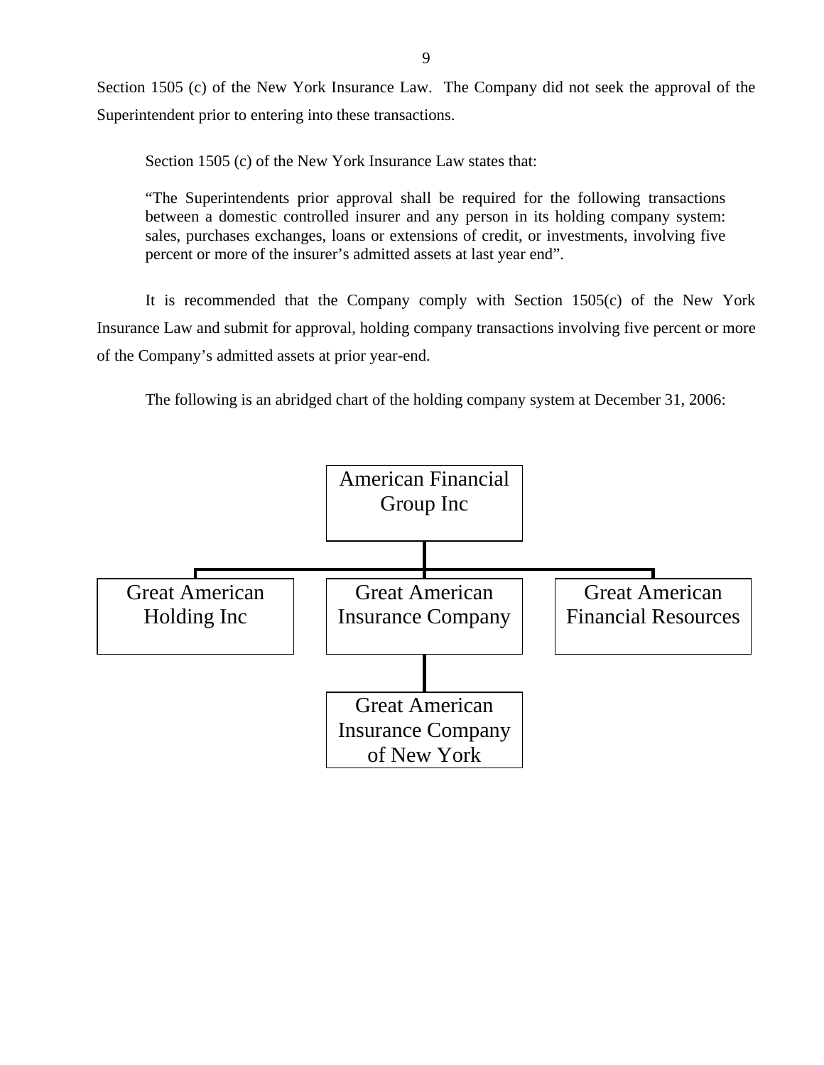Section 1505 (c) of the New York Insurance Law. The Company did not seek the approval of the Superintendent prior to entering into these transactions.

Section 1505 (c) of the New York Insurance Law states that:

> "The Superintendents prior approval shall be required for the following transactions between a domestic controlled insurer and any person in its holding company system: sales, purchases exchanges, loans or extensions of credit, or investments, involving five percent or more of the insurer's admitted assets at last year end".

It is recommended that the Company comply with Section 1505(c) of the New York Insurance Law and submit for approval, holding company transactions involving five percent or more of the Company's admitted assets at prior year-end.

The following is an abridged chart of the holding company system at December 31, 2006:

- American Financial Group Inc
  - Great American Holding Inc
  - Great American Insurance Company
    - Great American Insurance Company of New York
  - Great American Financial Resources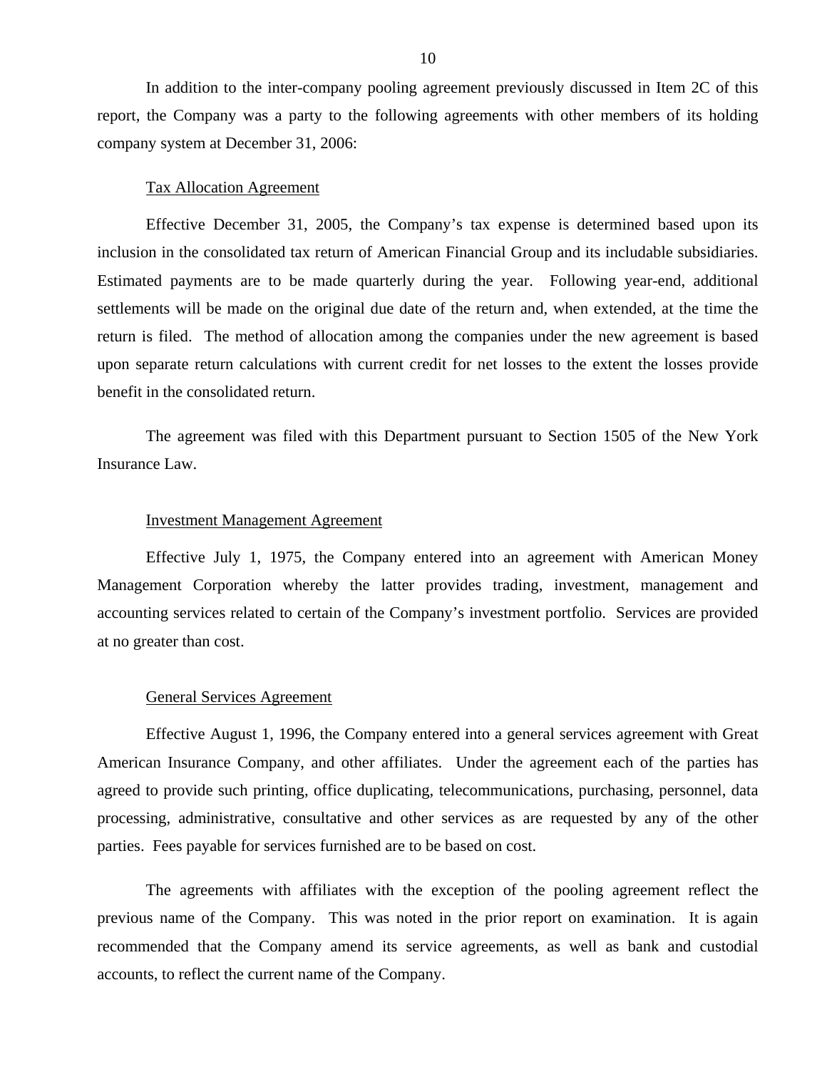In addition to the inter-company pooling agreement previously discussed in Item 2C of this report, the Company was a party to the following agreements with other members of its holding company system at December 31, 2006:

Tax Allocation Agreement

Effective December 31, 2005, the Company's tax expense is determined based upon its inclusion in the consolidated tax return of American Financial Group and its includable subsidiaries. Estimated payments are to be made quarterly during the year. Following year-end, additional settlements will be made on the original due date of the return and, when extended, at the time the return is filed. The method of allocation among the companies under the new agreement is based upon separate return calculations with current credit for net losses to the extent the losses provide benefit in the consolidated return.

The agreement was filed with this Department pursuant to Section 1505 of the New York Insurance Law.

Investment Management Agreement

Effective July 1, 1975, the Company entered into an agreement with American Money Management Corporation whereby the latter provides trading, investment, management and accounting services related to certain of the Company's investment portfolio. Services are provided at no greater than cost.

General Services Agreement

Effective August 1, 1996, the Company entered into a general services agreement with Great American Insurance Company, and other affiliates. Under the agreement each of the parties has agreed to provide such printing, office duplicating, telecommunications, purchasing, personnel, data processing, administrative, consultative and other services as are requested by any of the other parties. Fees payable for services furnished are to be based on cost.

The agreements with affiliates with the exception of the pooling agreement reflect the previous name of the Company. This was noted in the prior report on examination. It is again recommended that the Company amend its service agreements, as well as bank and custodial accounts, to reflect the current name of the Company.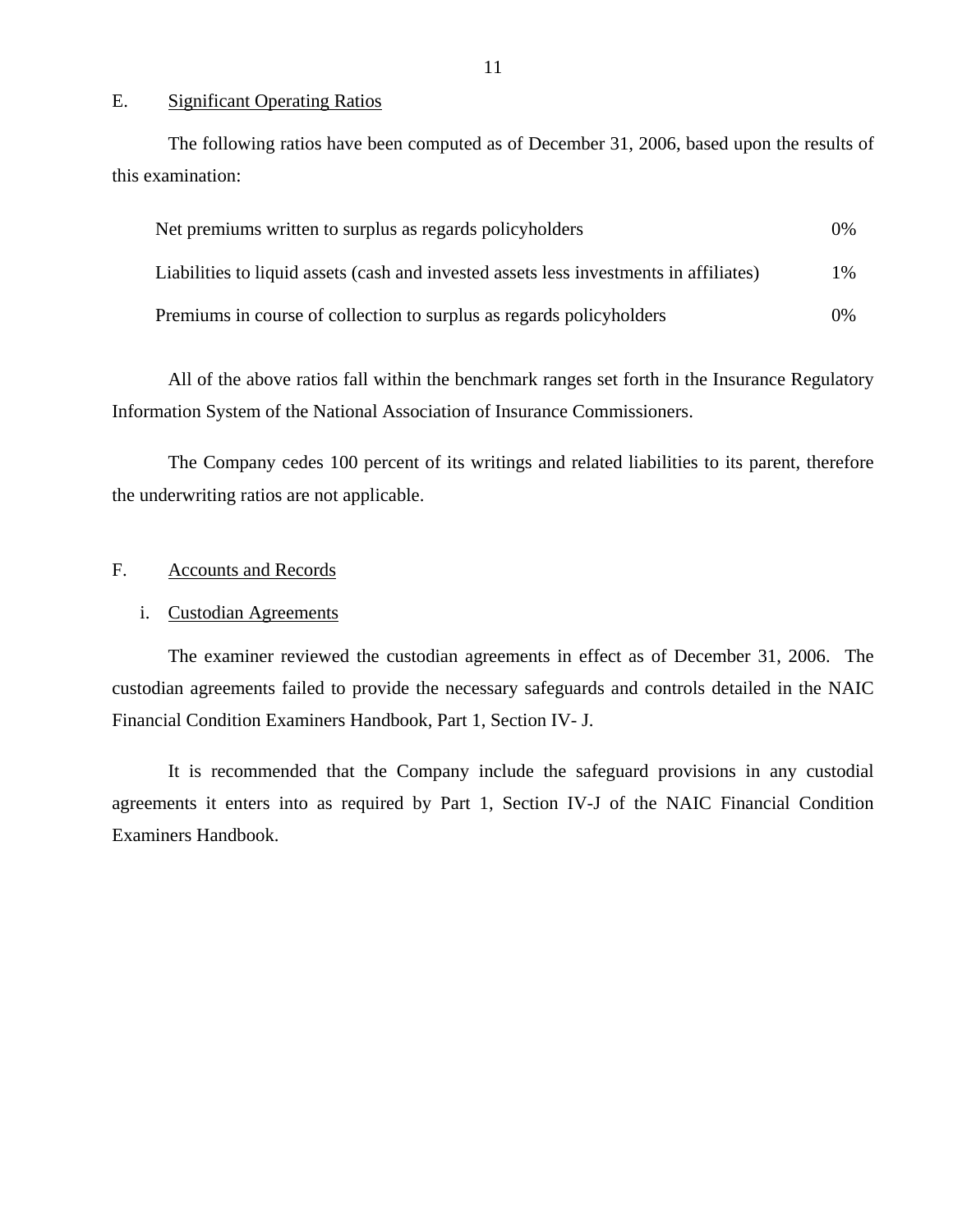## E. Significant Operating Ratios

The following ratios have been computed as of December 31, 2006, based upon the results of this examination:

| | |
|---|---|
| Net premiums written to surplus as regards policyholders | 0% |
| Liabilities to liquid assets (cash and invested assets less investments in affiliates) | 1% |
| Premiums in course of collection to surplus as regards policyholders | 0% |

All of the above ratios fall within the benchmark ranges set forth in the Insurance Regulatory Information System of the National Association of Insurance Commissioners.

The Company cedes 100 percent of its writings and related liabilities to its parent, therefore the underwriting ratios are not applicable.

## F. Accounts and Records

### i. Custodian Agreements

The examiner reviewed the custodian agreements in effect as of December 31, 2006. The custodian agreements failed to provide the necessary safeguards and controls detailed in the NAIC Financial Condition Examiners Handbook, Part 1, Section IV- J.

It is recommended that the Company include the safeguard provisions in any custodial agreements it enters into as required by Part 1, Section IV-J of the NAIC Financial Condition Examiners Handbook.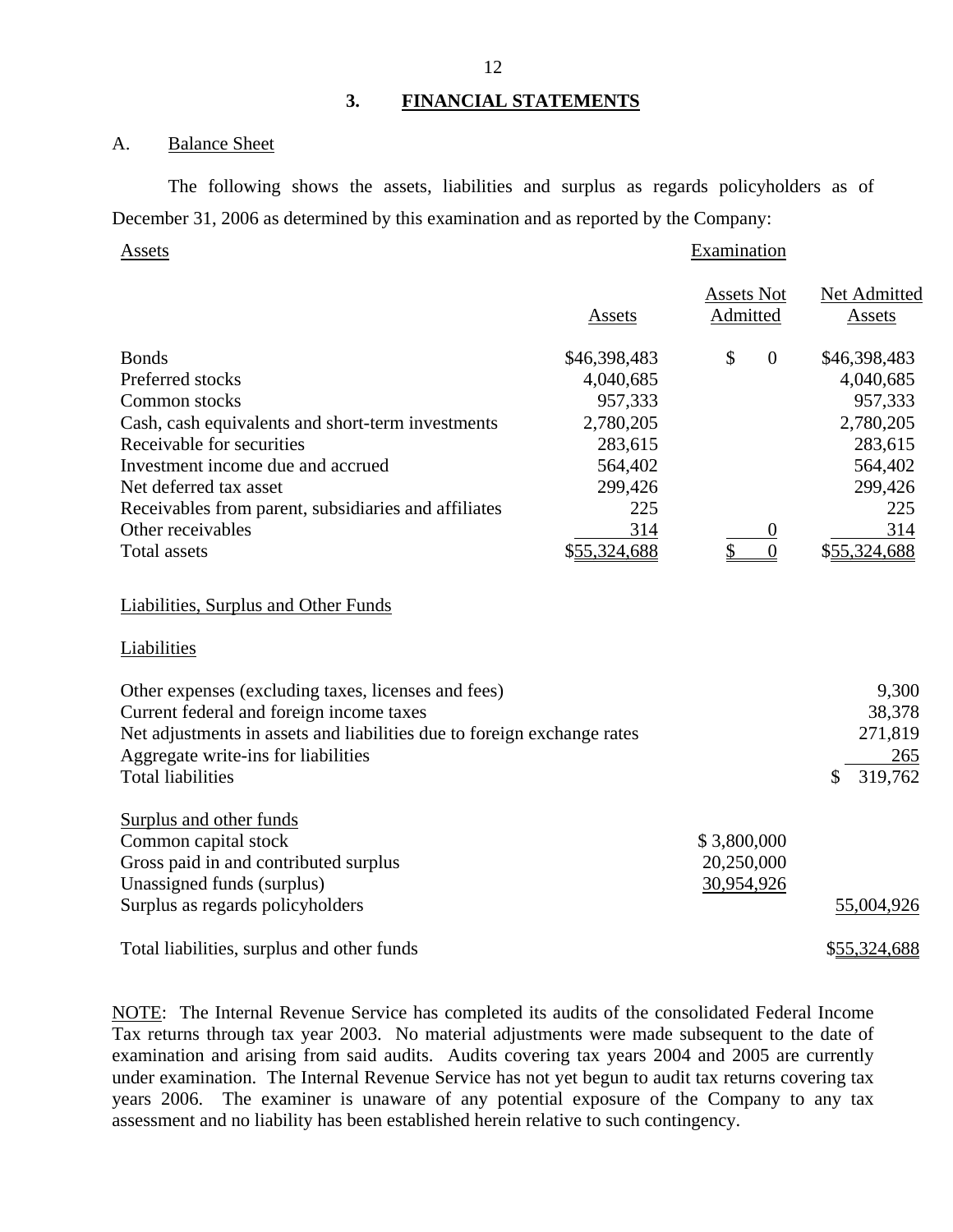## 3. FINANCIAL STATEMENTS

### A. Balance Sheet

The following shows the assets, liabilities and surplus as regards policyholders as of December 31, 2006 as determined by this examination and as reported by the Company:

| Assets | Examination | | |
|---|---|---|---|
| | Assets | Assets Not Admitted | Net Admitted Assets |
| Bonds | $46,398,483 | $ 0 | $46,398,483 |
| Preferred stocks | 4,040,685 | | 4,040,685 |
| Common stocks | 957,333 | | 957,333 |
| Cash, cash equivalents and short-term investments | 2,780,205 | | 2,780,205 |
| Receivable for securities | 283,615 | | 283,615 |
| Investment income due and accrued | 564,402 | | 564,402 |
| Net deferred tax asset | 299,426 | | 299,426 |
| Receivables from parent, subsidiaries and affiliates | 225 | | 225 |
| Other receivables | 314 | 0 | 314 |
| Total assets | $55,324,688 | $ 0 | $55,324,688 |

| Liabilities, Surplus and Other Funds | | |
|---|---|---|
| **Liabilities** | | |
| Other expenses (excluding taxes, licenses and fees) | | 9,300 |
| Current federal and foreign income taxes | | 38,378 |
| Net adjustments in assets and liabilities due to foreign exchange rates | | 271,819 |
| Aggregate write-ins for liabilities | | 265 |
| Total liabilities | | $ 319,762 |
| **Surplus and other funds** | | |
| Common capital stock | $ 3,800,000 | |
| Gross paid in and contributed surplus | 20,250,000 | |
| Unassigned funds (surplus) | 30,954,926 | |
| Surplus as regards policyholders | | 55,004,926 |
| Total liabilities, surplus and other funds | | $55,324,688 |

NOTE: The Internal Revenue Service has completed its audits of the consolidated Federal Income Tax returns through tax year 2003. No material adjustments were made subsequent to the date of examination and arising from said audits. Audits covering tax years 2004 and 2005 are currently under examination. The Internal Revenue Service has not yet begun to audit tax returns covering tax years 2006. The examiner is unaware of any potential exposure of the Company to any tax assessment and no liability has been established herein relative to such contingency.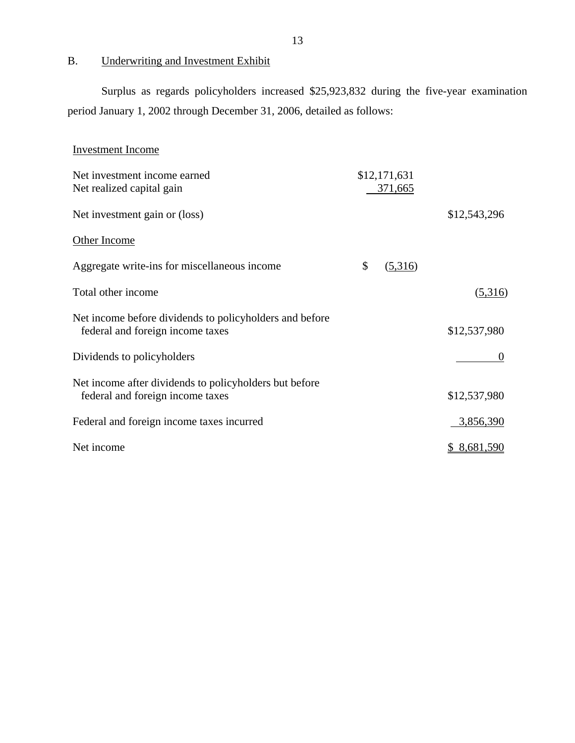## B. Underwriting and Investment Exhibit

Surplus as regards policyholders increased $25,923,832 during the five-year examination period January 1, 2002 through December 31, 2006, detailed as follows:

| | | |
|---|---|---|
| Investment Income | | |
| Net investment income earned | $12,171,631 | |
| Net realized capital gain | 371,665 | |
| Net investment gain or (loss) | | $12,543,296 |
| Other Income | | |
| Aggregate write-ins for miscellaneous income | $ (5,316) | |
| Total other income | | (5,316) |
| Net income before dividends to policyholders and before federal and foreign income taxes | | $12,537,980 |
| Dividends to policyholders | | 0 |
| Net income after dividends to policyholders but before federal and foreign income taxes | | $12,537,980 |
| Federal and foreign income taxes incurred | | 3,856,390 |
| Net income | | $ 8,681,590 |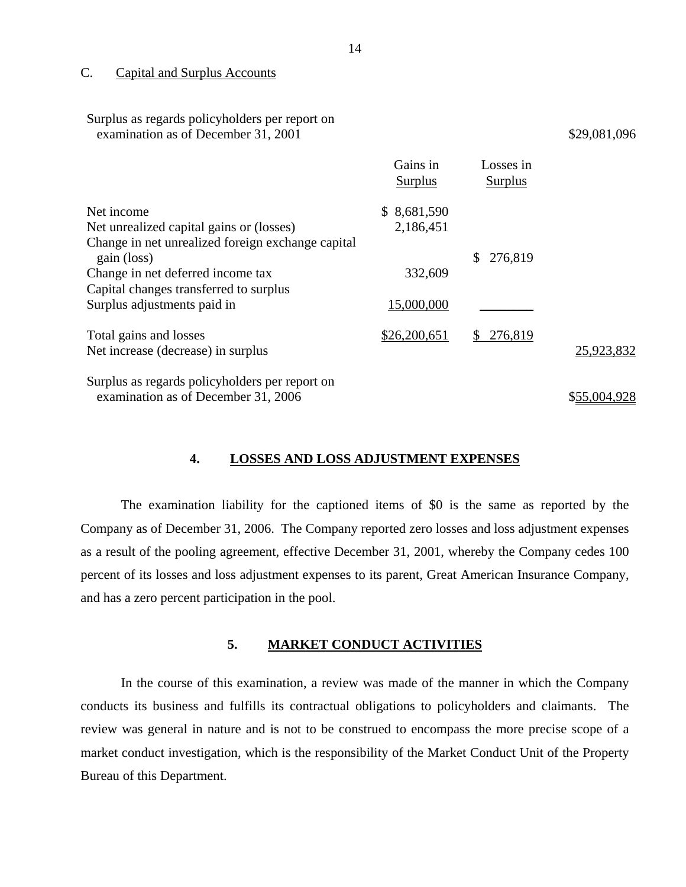C. Capital and Surplus Accounts

| | Gains in Surplus | Losses in Surplus | |
|---|---|---|---|
| Surplus as regards policyholders per report on examination as of December 31, 2001 | | | $29,081,096 |
| Net income | $ 8,681,590 | | |
| Net unrealized capital gains or (losses) | 2,186,451 | | |
| Change in net unrealized foreign exchange capital gain (loss) | | $ 276,819 | |
| Change in net deferred income tax | 332,609 | | |
| Capital changes transferred to surplus | | | |
| Surplus adjustments paid in | 15,000,000 | | |
| Total gains and losses | $26,200,651 | $ 276,819 | |
| Net increase (decrease) in surplus | | | 25,923,832 |
| Surplus as regards policyholders per report on examination as of December 31, 2006 | | | $55,004,928 |

## 4. LOSSES AND LOSS ADJUSTMENT EXPENSES

The examination liability for the captioned items of $0 is the same as reported by the Company as of December 31, 2006. The Company reported zero losses and loss adjustment expenses as a result of the pooling agreement, effective December 31, 2001, whereby the Company cedes 100 percent of its losses and loss adjustment expenses to its parent, Great American Insurance Company, and has a zero percent participation in the pool.

## 5. MARKET CONDUCT ACTIVITIES

In the course of this examination, a review was made of the manner in which the Company conducts its business and fulfills its contractual obligations to policyholders and claimants. The review was general in nature and is not to be construed to encompass the more precise scope of a market conduct investigation, which is the responsibility of the Market Conduct Unit of the Property Bureau of this Department.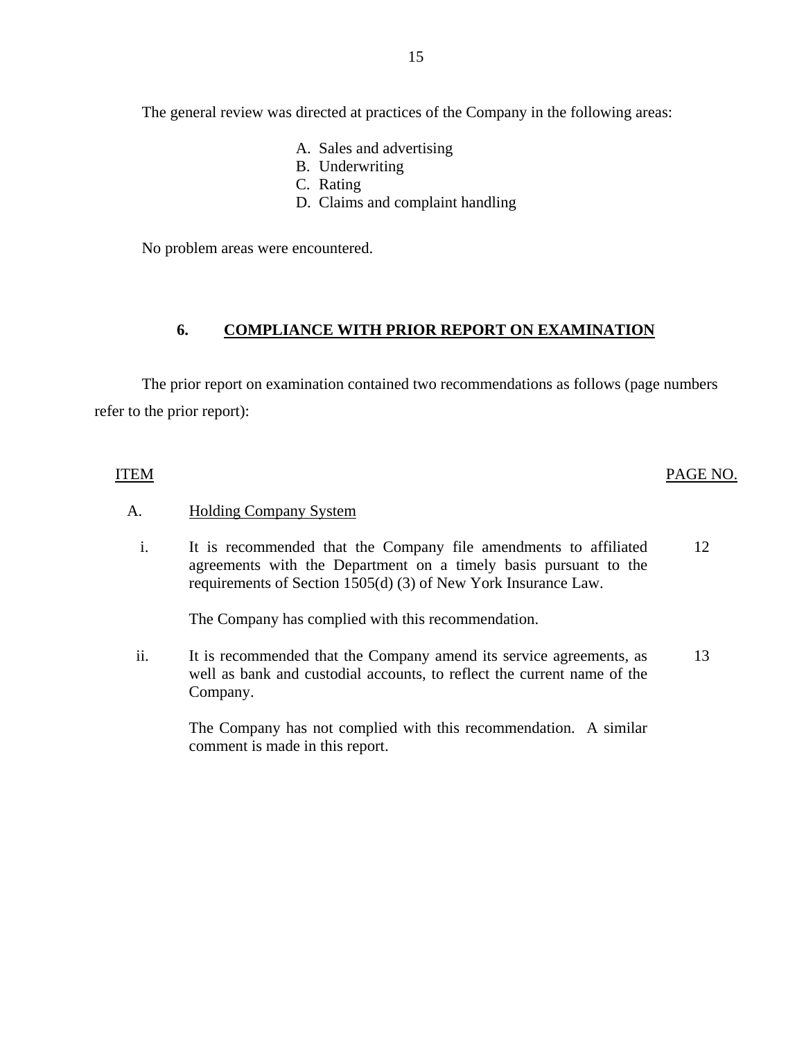The general review was directed at practices of the Company in the following areas:

A. Sales and advertising
B. Underwriting
C. Rating
D. Claims and complaint handling

No problem areas were encountered.

## 6. COMPLIANCE WITH PRIOR REPORT ON EXAMINATION

The prior report on examination contained two recommendations as follows (page numbers refer to the prior report):

| ITEM | | PAGE NO. |
|---|---|---|
| A. | Holding Company System | |
| i. | It is recommended that the Company file amendments to affiliated agreements with the Department on a timely basis pursuant to the requirements of Section 1505(d) (3) of New York Insurance Law.<br><br>The Company has complied with this recommendation. | 12 |
| ii. | It is recommended that the Company amend its service agreements, as well as bank and custodial accounts, to reflect the current name of the Company.<br><br>The Company has not complied with this recommendation. A similar comment is made in this report. | 13 |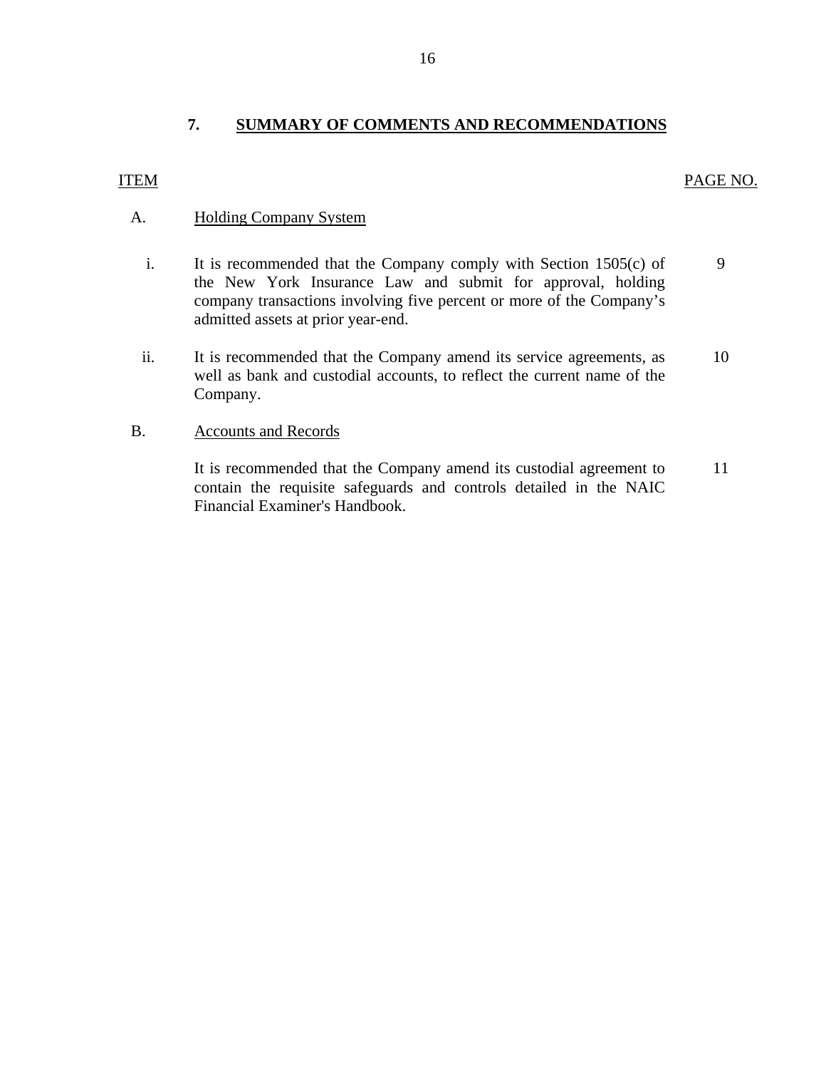## 7. SUMMARY OF COMMENTS AND RECOMMENDATIONS

| ITEM | | PAGE NO. |
|---|---|---|
| A. | Holding Company System | |
| i. | It is recommended that the Company comply with Section 1505(c) of the New York Insurance Law and submit for approval, holding company transactions involving five percent or more of the Company's admitted assets at prior year-end. | 9 |
| ii. | It is recommended that the Company amend its service agreements, as well as bank and custodial accounts, to reflect the current name of the Company. | 10 |
| B. | Accounts and Records | |
| | It is recommended that the Company amend its custodial agreement to contain the requisite safeguards and controls detailed in the NAIC Financial Examiner's Handbook. | 11 |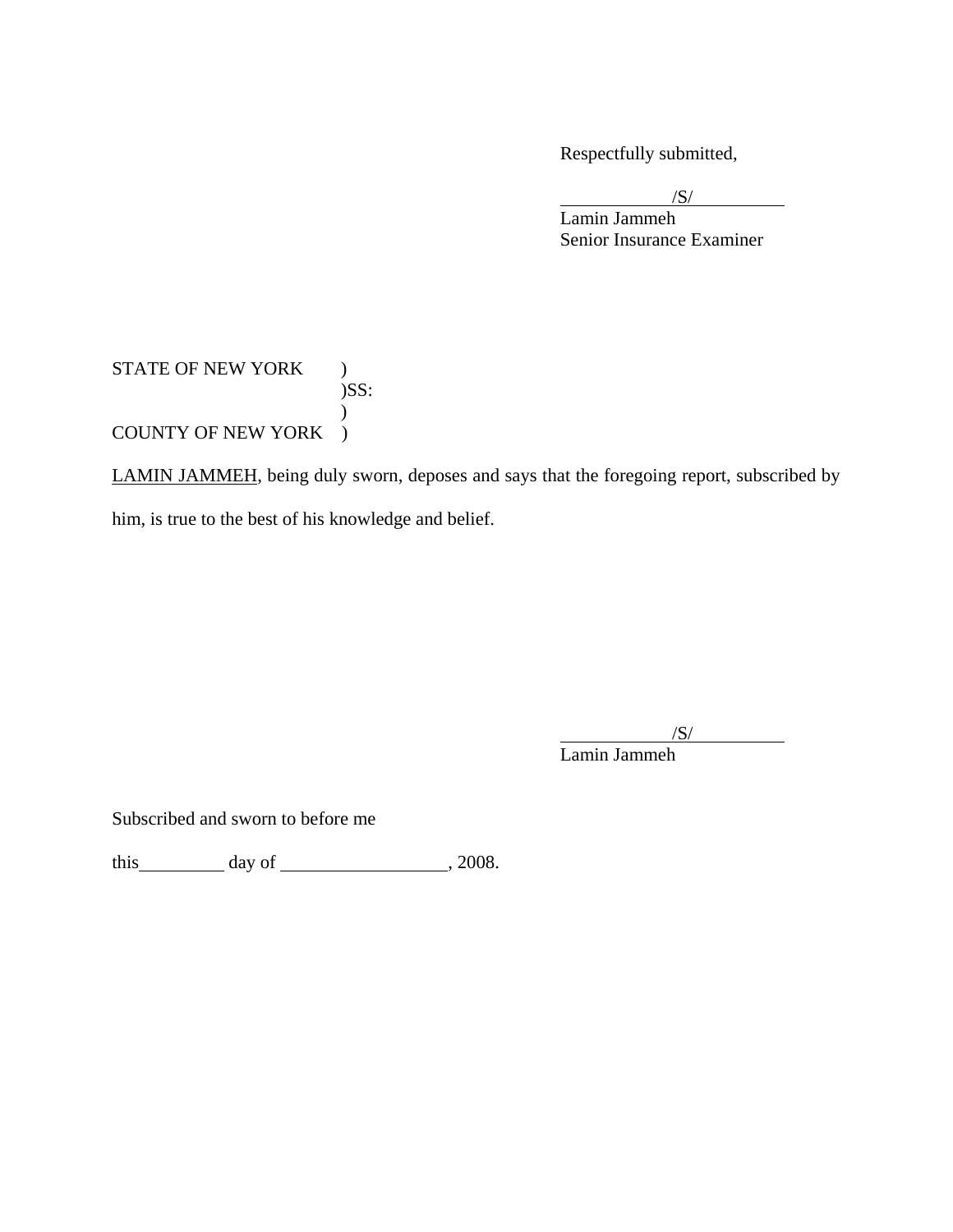Respectfully submitted,

/S/

Lamin Jammeh
Senior Insurance Examiner

STATE OF NEW YORK )
)SS:
)
COUNTY OF NEW YORK )

LAMIN JAMMEH, being duly sworn, deposes and says that the foregoing report, subscribed by him, is true to the best of his knowledge and belief.

/S/

Lamin Jammeh

Subscribed and sworn to before me

this_________ day of __________________, 2008.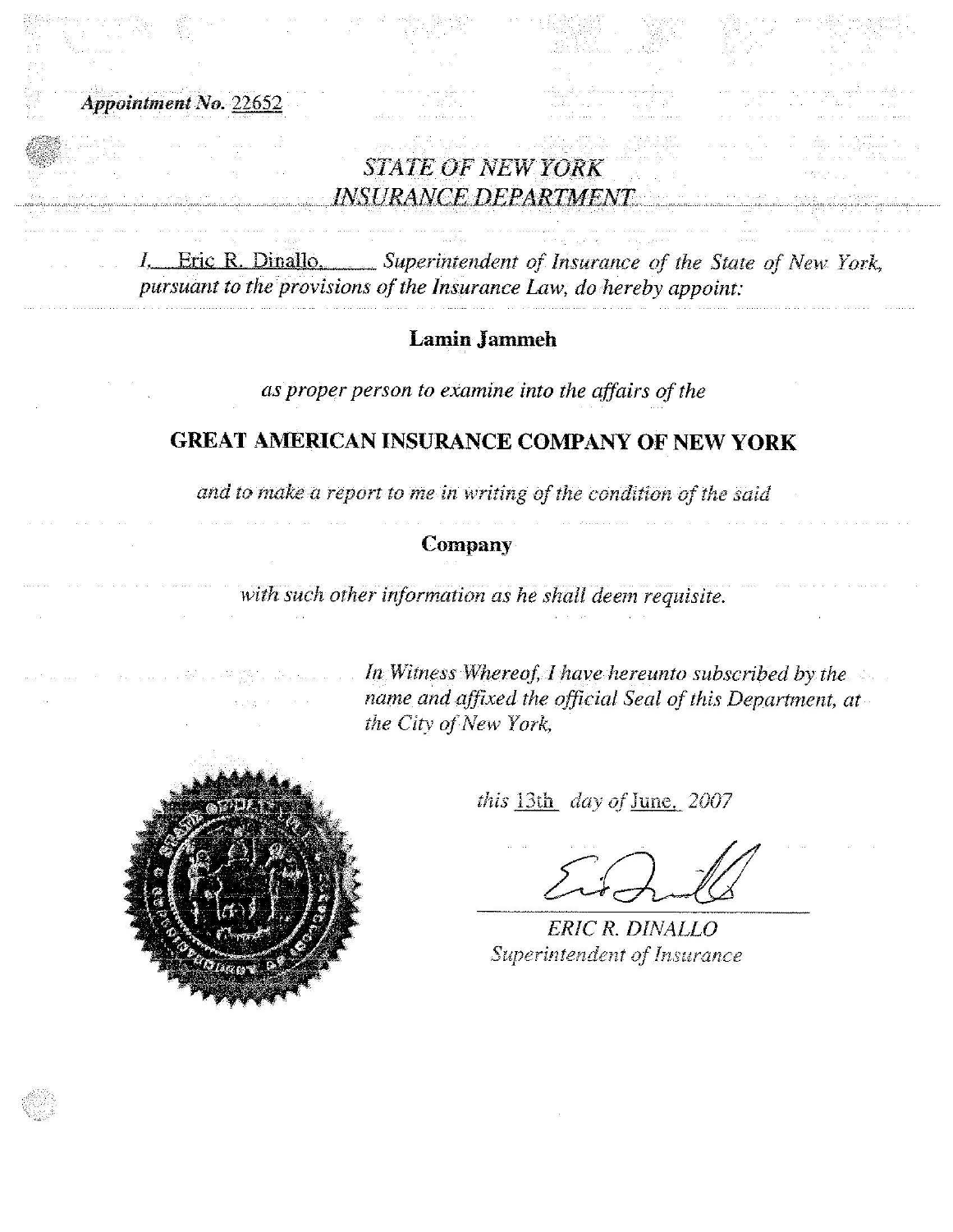*Appointment No.* 22652

## *STATE OF NEW YORK*
## *INSURANCE DEPARTMENT*

*I,* Eric R. Dinallo, *Superintendent of Insurance of the State of New York, pursuant to the provisions of the Insurance Law, do hereby appoint:*

**Lamin Jammeh**

*as proper person to examine into the affairs of the*

**GREAT AMERICAN INSURANCE COMPANY OF NEW YORK**

*and to make a report to me in writing of the condition of the said*

**Company**

*with such other information as he shall deem requisite.*

*In Witness Whereof, I have hereunto subscribed by the name and affixed the official Seal of this Department, at the City of New York,*

*this* 13th *day of* June, *2007*

*ERIC R. DINALLO*
*Superintendent of Insurance*